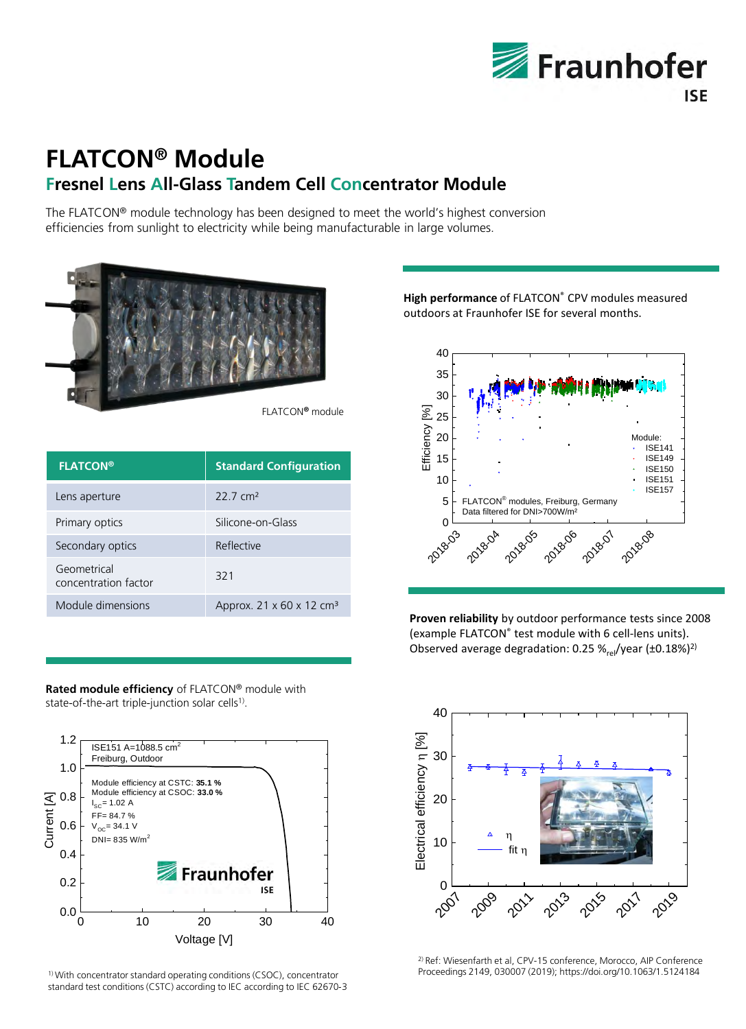# FLATCON® Module

## Fresnel Lens All-Glass Tandem Cell Concentrator Module

The FLATCON® module technology has been designed to meet the world's highest conversion efficiencies from sunlight to electricity while being manufacturable in large volumes.

FLATCON® module

| FLATCON® | Standard Configuration |
|---|---|
| Lens aperture | 22.7 cm² |
| Primary optics | Silicone-on-Glass |
| Secondary optics | Reflective |
| Geometrical concentration factor | 321 |
| Module dimensions | Approx. 21 x 60 x 12 cm³ |

**Rated module efficiency** of FLATCON® module with state-of-the-art triple-junction solar cells[1].

ISE151 A=1088.5 cm²
Freiburg, Outdoor

Module efficiency at CSTC: **35.1 %**
Module efficiency at CSOC: **33.0 %**
$I_{SC}$= 1.02 A
FF= 84.7 %
$V_{OC}$= 34.1 V
DNI= 835 W/m²

**High performance** of FLATCON® CPV modules measured outdoors at Fraunhofer ISE for several months.

FLATCON® modules, Freiburg, Germany
Data filtered for DNI>700W/m²

Module: ISE141, ISE149, ISE150, ISE151, ISE157

**Proven reliability** by outdoor performance tests since 2008 (example FLATCON® test module with 6 cell-lens units). Observed average degradation: 0.25 $\%_{rel}$/year (±0.18%)[2]

[1] With concentrator standard operating conditions (CSOC), concentrator standard test conditions (CSTC) according to IEC according to IEC 62670-3

[2] Ref: Wiesenfarth et al, CPV-15 conference, Morocco, AIP Conference Proceedings 2149, 030007 (2019); https://doi.org/10.1063/1.5124184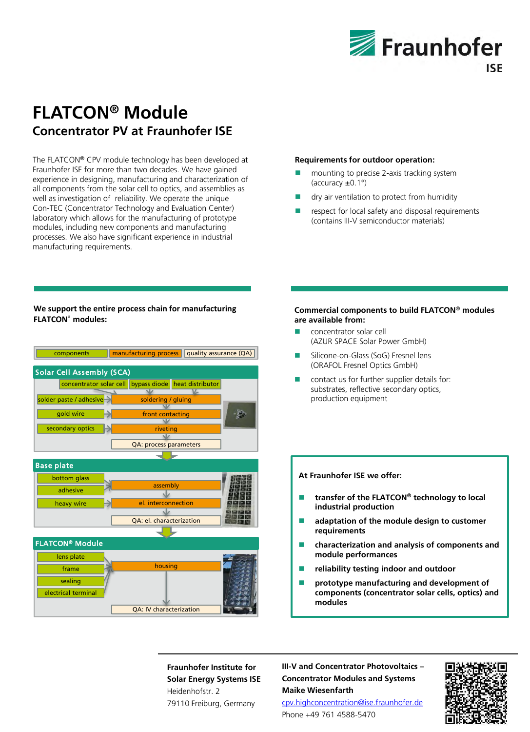# FLATCON® Module

## Concentrator PV at Fraunhofer ISE

The FLATCON® CPV module technology has been developed at Fraunhofer ISE for more than two decades. We have gained experience in designing, manufacturing and characterization of all components from the solar cell to optics, and assemblies as well as investigation of reliability. We operate the unique Con-TEC (Concentrator Technology and Evaluation Center) laboratory which allows for the manufacturing of prototype modules, including new components and manufacturing processes. We also have significant experience in industrial manufacturing requirements.

**Requirements for outdoor operation:**

- mounting to precise 2-axis tracking system (accuracy ±0.1°)
- dry air ventilation to protect from humidity
- respect for local safety and disposal requirements (contains III-V semiconductor materials)

**We support the entire process chain for manufacturing FLATCON® modules:**

components | manufacturing process | quality assurance (QA)

**Solar Cell Assembly (SCA)**

concentrator solar cell | bypass diode | heat distributor

solder paste / adhesive → soldering / gluing

gold wire → front contacting

secondary optics → riveting

QA: process parameters

**Base plate**

bottom glass
adhesive → assembly

heavy wire → el. interconnection

QA: el. characterization

**FLATCON® Module**

lens plate
frame
sealing
electrical terminal → housing

QA: IV characterization

**Commercial components to build FLATCON® modules are available from:**

- concentrator solar cell (AZUR SPACE Solar Power GmbH)
- Silicone-on-Glass (SoG) Fresnel lens (ORAFOL Fresnel Optics GmbH)
- contact us for further supplier details for: substrates, reflective secondary optics, production equipment

**At Fraunhofer ISE we offer:**

- **transfer of the FLATCON® technology to local industrial production**
- **adaptation of the module design to customer requirements**
- **characterization and analysis of components and module performances**
- **reliability testing indoor and outdoor**
- **prototype manufacturing and development of components (concentrator solar cells, optics) and modules**

**Fraunhofer Institute for Solar Energy Systems ISE**
Heidenhofstr. 2
79110 Freiburg, Germany

**III-V and Concentrator Photovoltaics – Concentrator Modules and Systems**
**Maike Wiesenfarth**
cpv.highconcentration@ise.fraunhofer.de
Phone +49 761 4588-5470